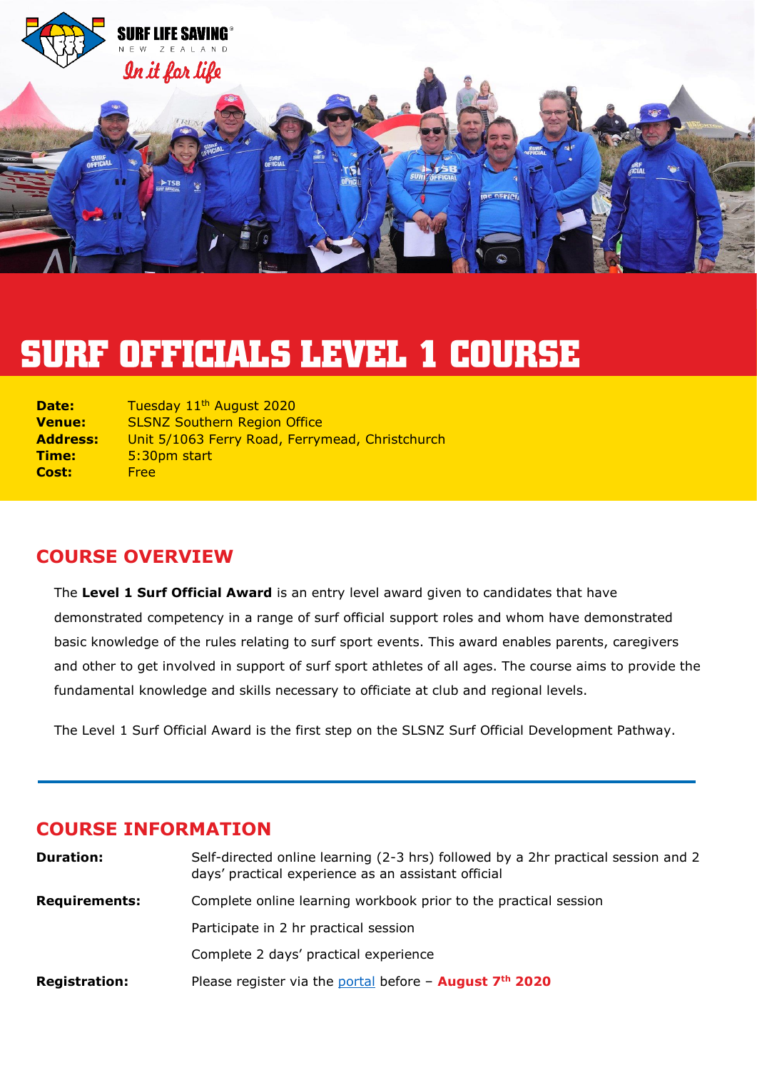# SURF OFFICIALS LEVEL 1 COURSE

| | |
|---|---|
| **Date:** | Tuesday 11th August 2020 |
| **Venue:** | SLSNZ Southern Region Office |
| **Address:** | Unit 5/1063 Ferry Road, Ferrymead, Christchurch |
| **Time:** | 5:30pm start |
| **Cost:** | Free |

## COURSE OVERVIEW

The **Level 1 Surf Official Award** is an entry level award given to candidates that have demonstrated competency in a range of surf official support roles and whom have demonstrated basic knowledge of the rules relating to surf sport events. This award enables parents, caregivers and other to get involved in support of surf sport athletes of all ages. The course aims to provide the fundamental knowledge and skills necessary to officiate at club and regional levels.

The Level 1 Surf Official Award is the first step on the SLSNZ Surf Official Development Pathway.

---

## COURSE INFORMATION

| | |
|---|---|
| **Duration:** | Self-directed online learning (2-3 hrs) followed by a 2hr practical session and 2 days' practical experience as an assistant official |
| **Requirements:** | Complete online learning workbook prior to the practical session |
| | Participate in 2 hr practical session |
| | Complete 2 days' practical experience |
| **Registration:** | Please register via the portal before – **August 7th 2020** |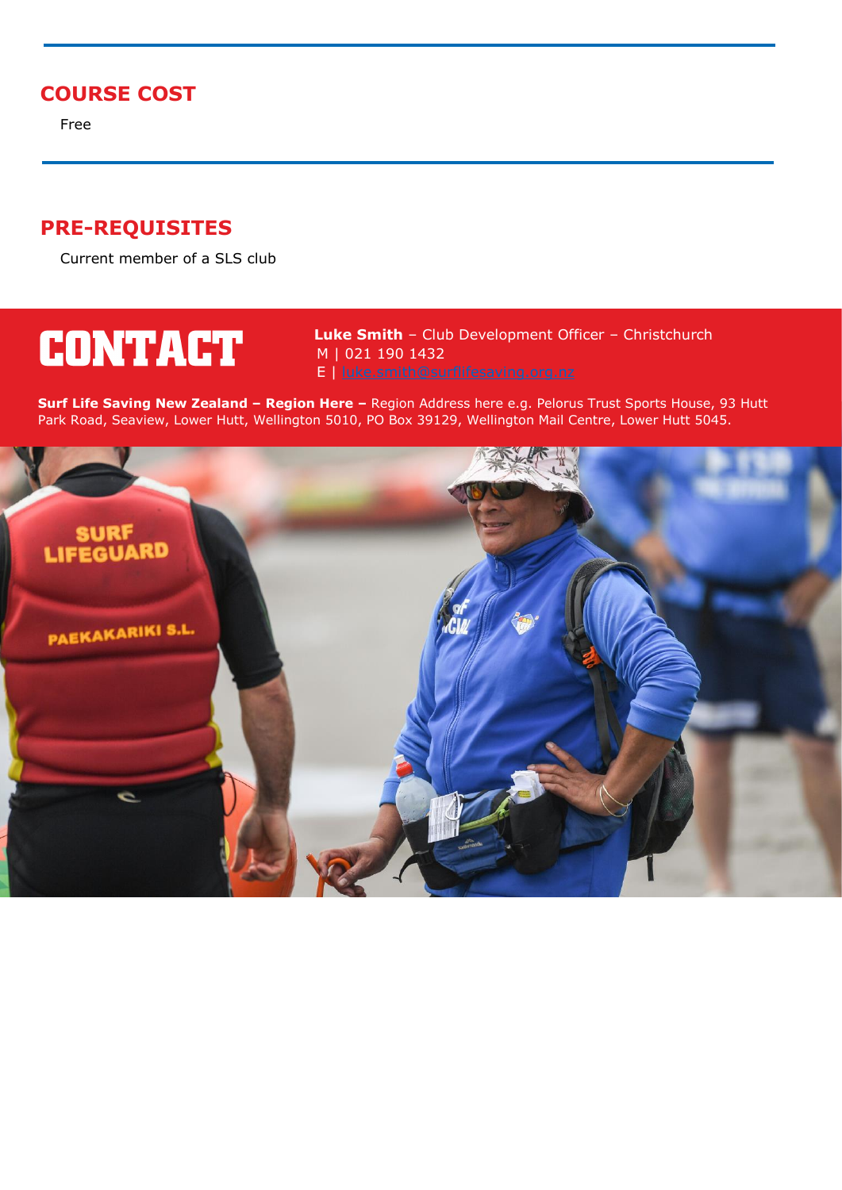## COURSE COST

Free

## PRE-REQUISITES

Current member of a SLS club

# CONTACT

**Luke Smith** – Club Development Officer – Christchurch
M | 021 190 1432
E | luke.smith@surflifesaving.org.nz

**Surf Life Saving New Zealand – Region Here –** Region Address here e.g. Pelorus Trust Sports House, 93 Hutt Park Road, Seaview, Lower Hutt, Wellington 5010, PO Box 39129, Wellington Mail Centre, Lower Hutt 5045.